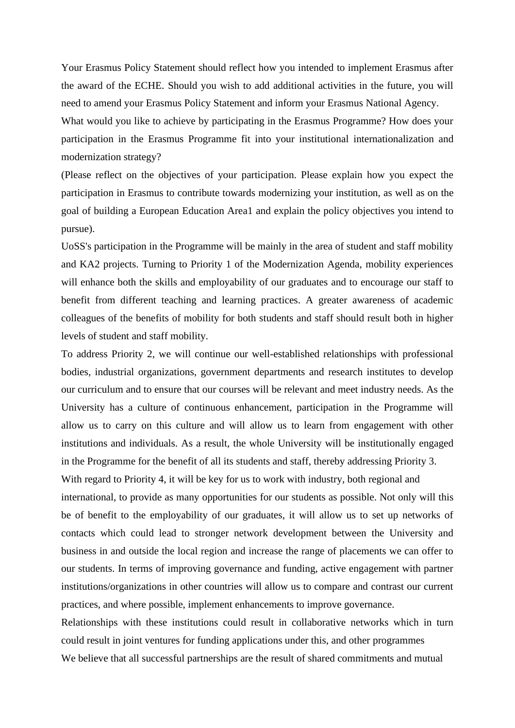Your Erasmus Policy Statement should reflect how you intended to implement Erasmus after the award of the ECHE. Should you wish to add additional activities in the future, you will need to amend your Erasmus Policy Statement and inform your Erasmus National Agency.

What would you like to achieve by participating in the Erasmus Programme? How does your participation in the Erasmus Programme fit into your institutional internationalization and modernization strategy?

(Please reflect on the objectives of your participation. Please explain how you expect the participation in Erasmus to contribute towards modernizing your institution, as well as on the goal of building a European Education Area1 and explain the policy objectives you intend to pursue).

UoSS's participation in the Programme will be mainly in the area of student and staff mobility and KA2 projects. Turning to Priority 1 of the Modernization Agenda, mobility experiences will enhance both the skills and employability of our graduates and to encourage our staff to benefit from different teaching and learning practices. A greater awareness of academic colleagues of the benefits of mobility for both students and staff should result both in higher levels of student and staff mobility.

To address Priority 2, we will continue our well-established relationships with professional bodies, industrial organizations, government departments and research institutes to develop our curriculum and to ensure that our courses will be relevant and meet industry needs. As the University has a culture of continuous enhancement, participation in the Programme will allow us to carry on this culture and will allow us to learn from engagement with other institutions and individuals. As a result, the whole University will be institutionally engaged in the Programme for the benefit of all its students and staff, thereby addressing Priority 3.

With regard to Priority 4, it will be key for us to work with industry, both regional and international, to provide as many opportunities for our students as possible. Not only will this be of benefit to the employability of our graduates, it will allow us to set up networks of contacts which could lead to stronger network development between the University and business in and outside the local region and increase the range of placements we can offer to our students. In terms of improving governance and funding, active engagement with partner institutions/organizations in other countries will allow us to compare and contrast our current practices, and where possible, implement enhancements to improve governance.

Relationships with these institutions could result in collaborative networks which in turn could result in joint ventures for funding applications under this, and other programmes

We believe that all successful partnerships are the result of shared commitments and mutual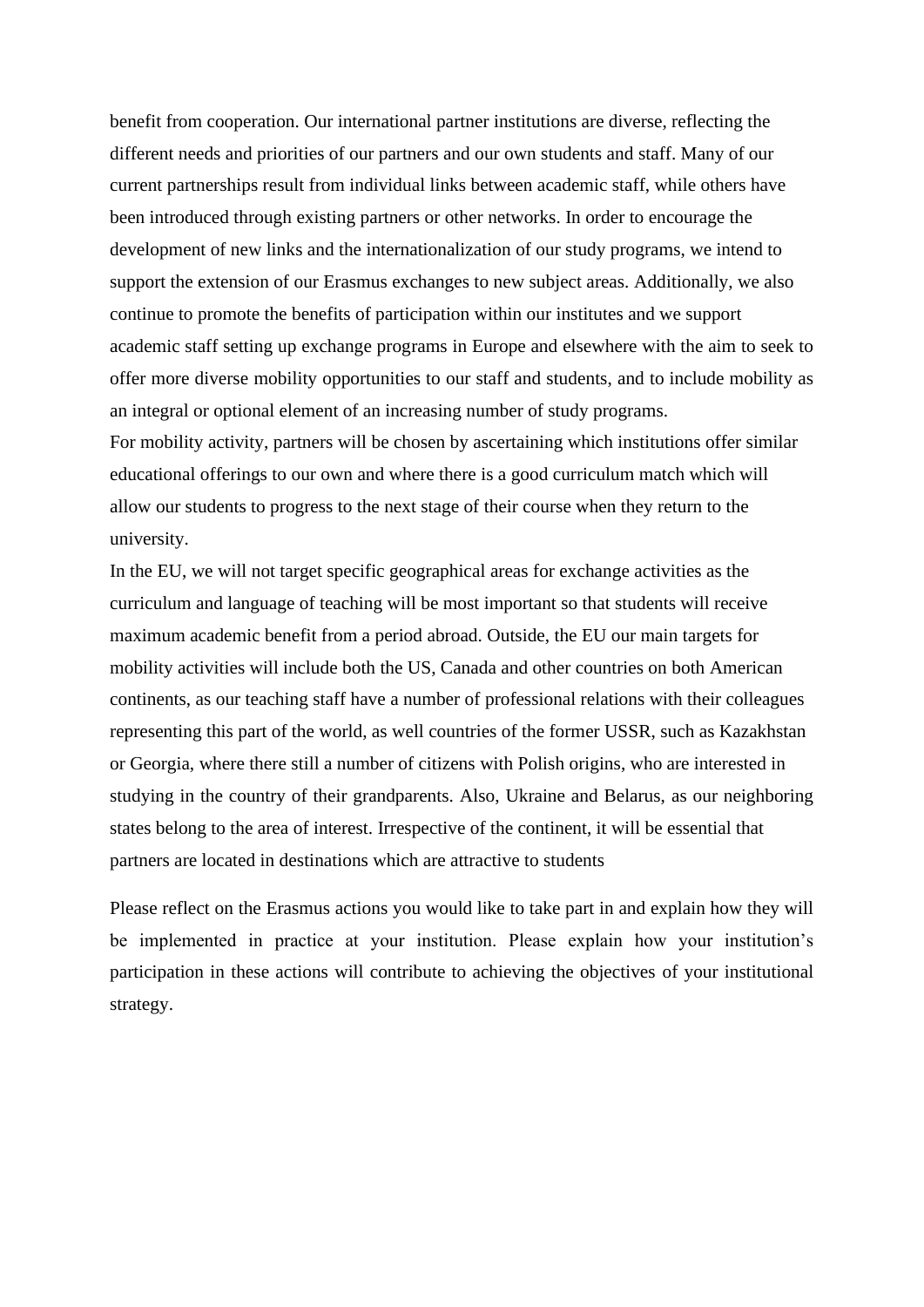benefit from cooperation. Our international partner institutions are diverse, reflecting the different needs and priorities of our partners and our own students and staff. Many of our current partnerships result from individual links between academic staff, while others have been introduced through existing partners or other networks. In order to encourage the development of new links and the internationalization of our study programs, we intend to support the extension of our Erasmus exchanges to new subject areas. Additionally, we also continue to promote the benefits of participation within our institutes and we support academic staff setting up exchange programs in Europe and elsewhere with the aim to seek to offer more diverse mobility opportunities to our staff and students, and to include mobility as an integral or optional element of an increasing number of study programs.
For mobility activity, partners will be chosen by ascertaining which institutions offer similar educational offerings to our own and where there is a good curriculum match which will allow our students to progress to the next stage of their course when they return to the university.
In the EU, we will not target specific geographical areas for exchange activities as the curriculum and language of teaching will be most important so that students will receive maximum academic benefit from a period abroad. Outside, the EU our main targets for mobility activities will include both the US, Canada and other countries on both American continents, as our teaching staff have a number of professional relations with their colleagues representing this part of the world, as well countries of the former USSR, such as Kazakhstan or Georgia, where there still a number of citizens with Polish origins, who are interested in studying in the country of their grandparents. Also, Ukraine and Belarus, as our neighboring states belong to the area of interest. Irrespective of the continent, it will be essential that partners are located in destinations which are attractive to students

Please reflect on the Erasmus actions you would like to take part in and explain how they will be implemented in practice at your institution. Please explain how your institution's participation in these actions will contribute to achieving the objectives of your institutional strategy.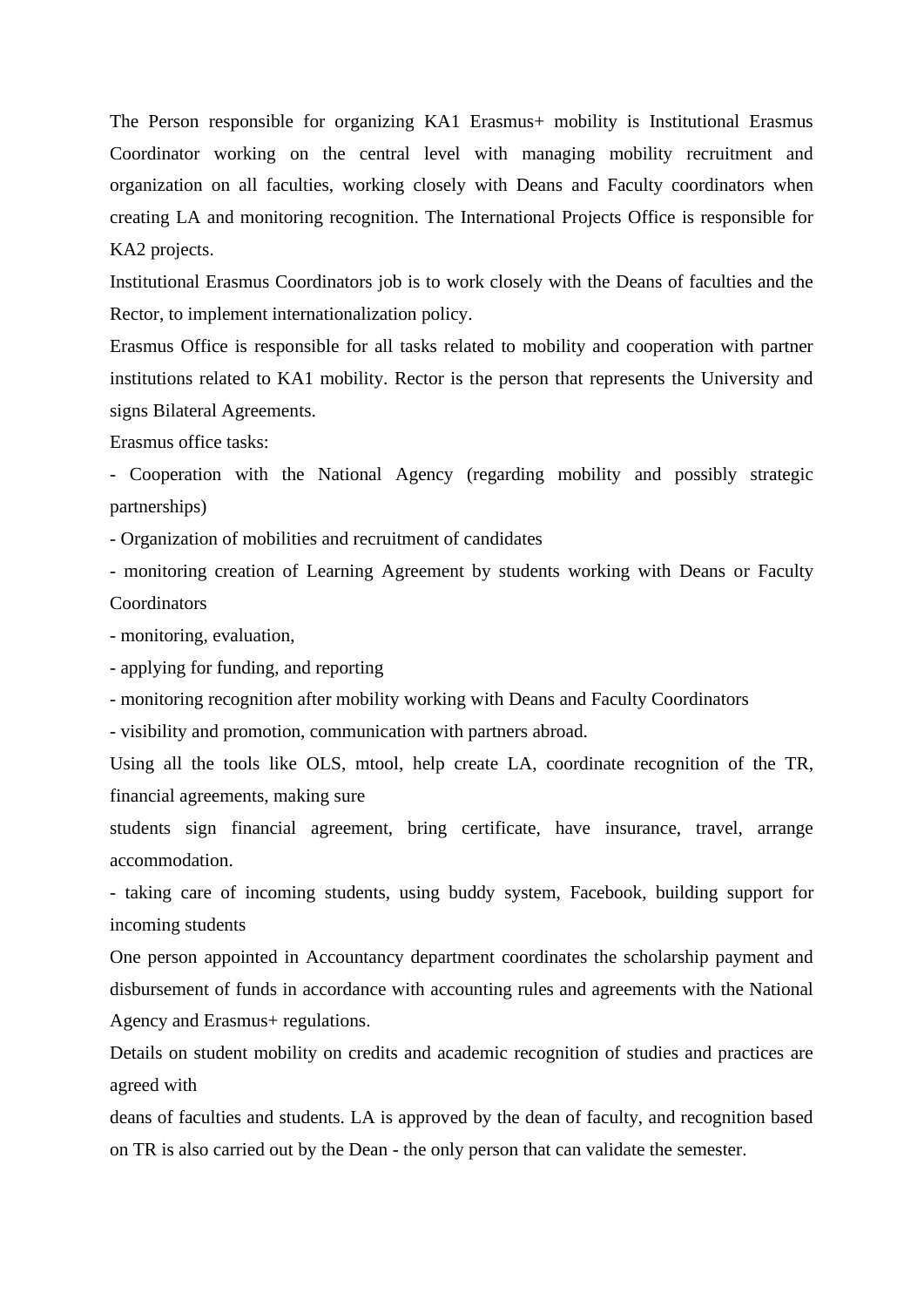The Person responsible for organizing KA1 Erasmus+ mobility is Institutional Erasmus Coordinator working on the central level with managing mobility recruitment and organization on all faculties, working closely with Deans and Faculty coordinators when creating LA and monitoring recognition. The International Projects Office is responsible for KA2 projects.

Institutional Erasmus Coordinators job is to work closely with the Deans of faculties and the Rector, to implement internationalization policy.

Erasmus Office is responsible for all tasks related to mobility and cooperation with partner institutions related to KA1 mobility. Rector is the person that represents the University and signs Bilateral Agreements.

Erasmus office tasks:

- Cooperation with the National Agency (regarding mobility and possibly strategic partnerships)
- Organization of mobilities and recruitment of candidates
- monitoring creation of Learning Agreement by students working with Deans or Faculty Coordinators
- monitoring, evaluation,
- applying for funding, and reporting
- monitoring recognition after mobility working with Deans and Faculty Coordinators
- visibility and promotion, communication with partners abroad.

Using all the tools like OLS, mtool, help create LA, coordinate recognition of the TR, financial agreements, making sure students sign financial agreement, bring certificate, have insurance, travel, arrange accommodation.

- taking care of incoming students, using buddy system, Facebook, building support for incoming students

One person appointed in Accountancy department coordinates the scholarship payment and disbursement of funds in accordance with accounting rules and agreements with the National Agency and Erasmus+ regulations.

Details on student mobility on credits and academic recognition of studies and practices are agreed with deans of faculties and students. LA is approved by the dean of faculty, and recognition based on TR is also carried out by the Dean - the only person that can validate the semester.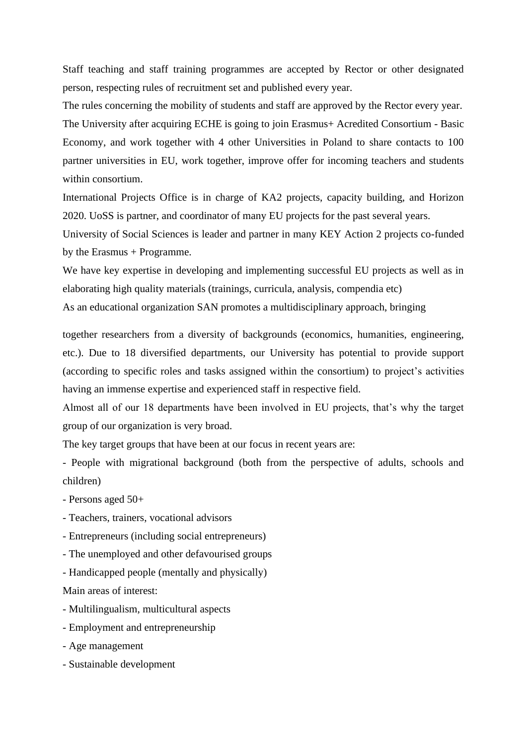Staff teaching and staff training programmes are accepted by Rector or other designated person, respecting rules of recruitment set and published every year.

The rules concerning the mobility of students and staff are approved by the Rector every year.

The University after acquiring ECHE is going to join Erasmus+ Acredited Consortium - Basic Economy, and work together with 4 other Universities in Poland to share contacts to 100 partner universities in EU, work together, improve offer for incoming teachers and students within consortium.

International Projects Office is in charge of KA2 projects, capacity building, and Horizon 2020. UoSS is partner, and coordinator of many EU projects for the past several years.

University of Social Sciences is leader and partner in many KEY Action 2 projects co-funded by the Erasmus + Programme.

We have key expertise in developing and implementing successful EU projects as well as in elaborating high quality materials (trainings, curricula, analysis, compendia etc)

As an educational organization SAN promotes a multidisciplinary approach, bringing together researchers from a diversity of backgrounds (economics, humanities, engineering, etc.). Due to 18 diversified departments, our University has potential to provide support (according to specific roles and tasks assigned within the consortium) to project's activities having an immense expertise and experienced staff in respective field.

Almost all of our 18 departments have been involved in EU projects, that's why the target group of our organization is very broad.

The key target groups that have been at our focus in recent years are:

- People with migrational background (both from the perspective of adults, schools and children)
- Persons aged 50+
- Teachers, trainers, vocational advisors
- Entrepreneurs (including social entrepreneurs)
- The unemployed and other defavourised groups
- Handicapped people (mentally and physically)

Main areas of interest:

- Multilingualism, multicultural aspects
- Employment and entrepreneurship
- Age management
- Sustainable development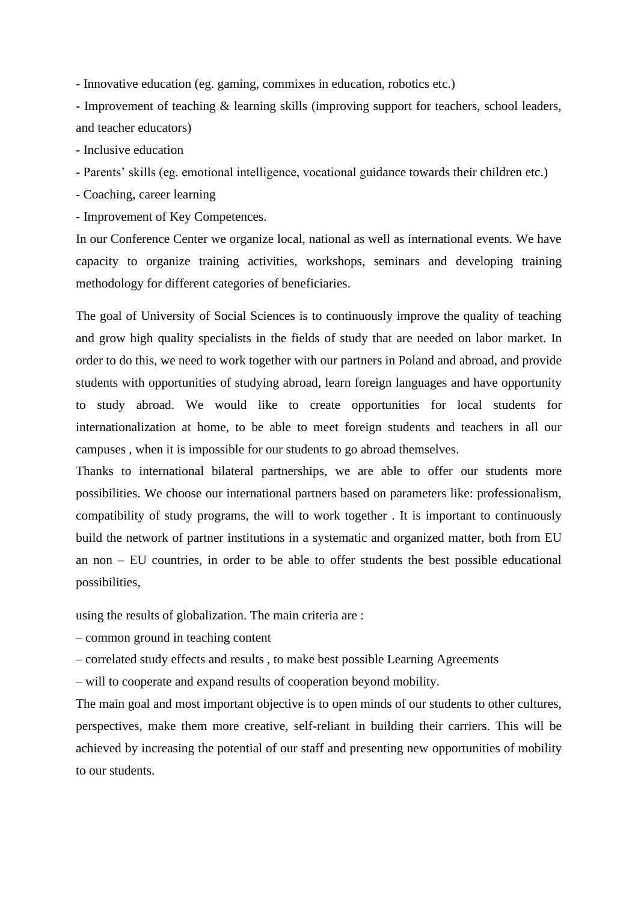- Innovative education (eg. gaming, commixes in education, robotics etc.)
- Improvement of teaching & learning skills (improving support for teachers, school leaders, and teacher educators)
- Inclusive education
- Parents' skills (eg. emotional intelligence, vocational guidance towards their children etc.)
- Coaching, career learning
- Improvement of Key Competences.

In our Conference Center we organize local, national as well as international events. We have capacity to organize training activities, workshops, seminars and developing training methodology for different categories of beneficiaries.

The goal of University of Social Sciences is to continuously improve the quality of teaching and grow high quality specialists in the fields of study that are needed on labor market. In order to do this, we need to work together with our partners in Poland and abroad, and provide students with opportunities of studying abroad, learn foreign languages and have opportunity to study abroad. We would like to create opportunities for local students for internationalization at home, to be able to meet foreign students and teachers in all our campuses , when it is impossible for our students to go abroad themselves.

Thanks to international bilateral partnerships, we are able to offer our students more possibilities. We choose our international partners based on parameters like: professionalism, compatibility of study programs, the will to work together . It is important to continuously build the network of partner institutions in a systematic and organized matter, both from EU an non – EU countries, in order to be able to offer students the best possible educational possibilities,

using the results of globalization. The main criteria are :

– common ground in teaching content

– correlated study effects and results , to make best possible Learning Agreements

– will to cooperate and expand results of cooperation beyond mobility.

The main goal and most important objective is to open minds of our students to other cultures, perspectives, make them more creative, self-reliant in building their carriers. This will be achieved by increasing the potential of our staff and presenting new opportunities of mobility to our students.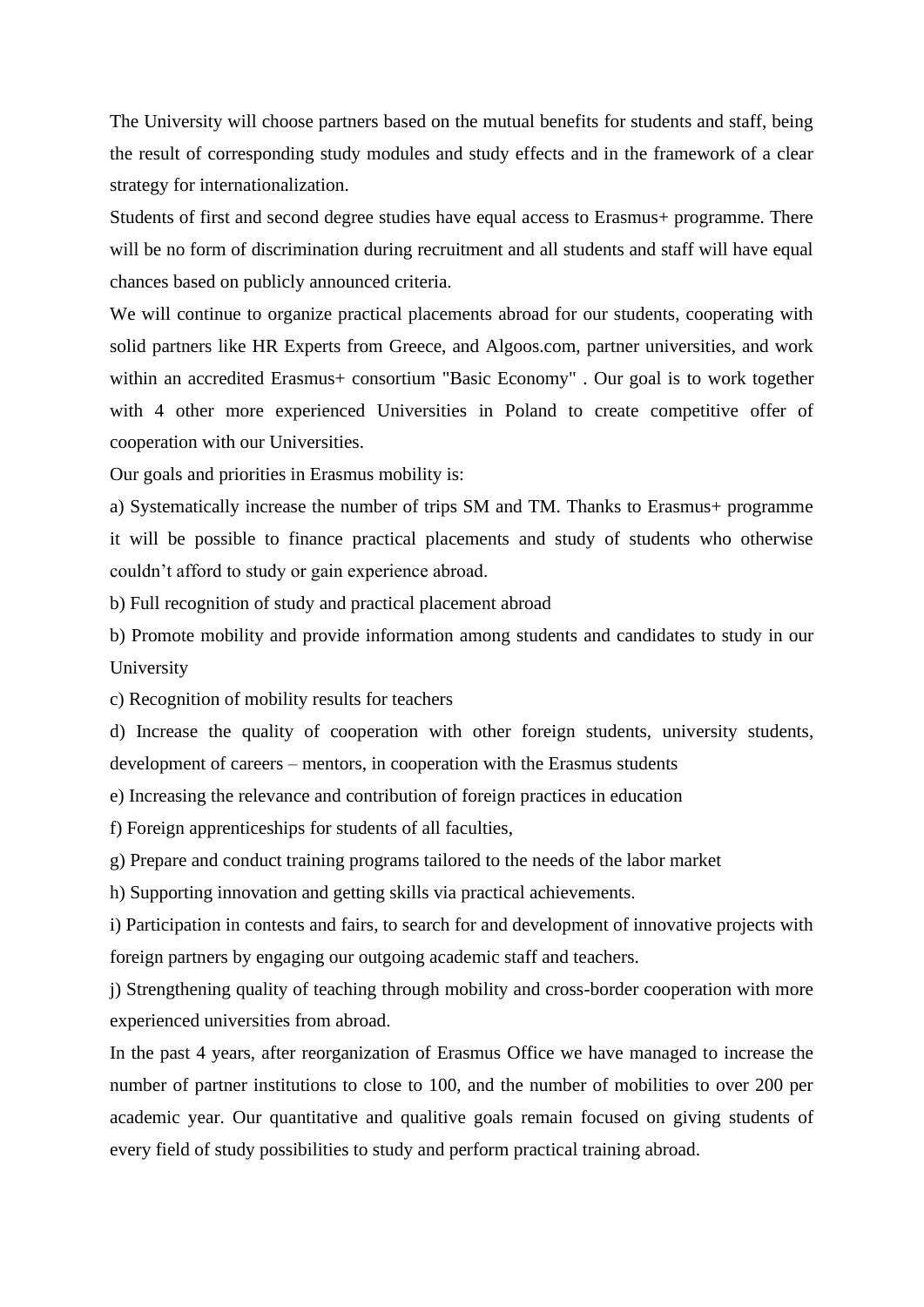The University will choose partners based on the mutual benefits for students and staff, being the result of corresponding study modules and study effects and in the framework of a clear strategy for internationalization.

Students of first and second degree studies have equal access to Erasmus+ programme. There will be no form of discrimination during recruitment and all students and staff will have equal chances based on publicly announced criteria.

We will continue to organize practical placements abroad for our students, cooperating with solid partners like HR Experts from Greece, and Algoos.com, partner universities, and work within an accredited Erasmus+ consortium "Basic Economy" . Our goal is to work together with 4 other more experienced Universities in Poland to create competitive offer of cooperation with our Universities.

Our goals and priorities in Erasmus mobility is:

a) Systematically increase the number of trips SM and TM. Thanks to Erasmus+ programme it will be possible to finance practical placements and study of students who otherwise couldn't afford to study or gain experience abroad.

b) Full recognition of study and practical placement abroad

b) Promote mobility and provide information among students and candidates to study in our University

c) Recognition of mobility results for teachers

d) Increase the quality of cooperation with other foreign students, university students, development of careers – mentors, in cooperation with the Erasmus students

e) Increasing the relevance and contribution of foreign practices in education

f) Foreign apprenticeships for students of all faculties,

g) Prepare and conduct training programs tailored to the needs of the labor market

h) Supporting innovation and getting skills via practical achievements.

i) Participation in contests and fairs, to search for and development of innovative projects with foreign partners by engaging our outgoing academic staff and teachers.

j) Strengthening quality of teaching through mobility and cross-border cooperation with more experienced universities from abroad.

In the past 4 years, after reorganization of Erasmus Office we have managed to increase the number of partner institutions to close to 100, and the number of mobilities to over 200 per academic year. Our quantitative and qualitive goals remain focused on giving students of every field of study possibilities to study and perform practical training abroad.